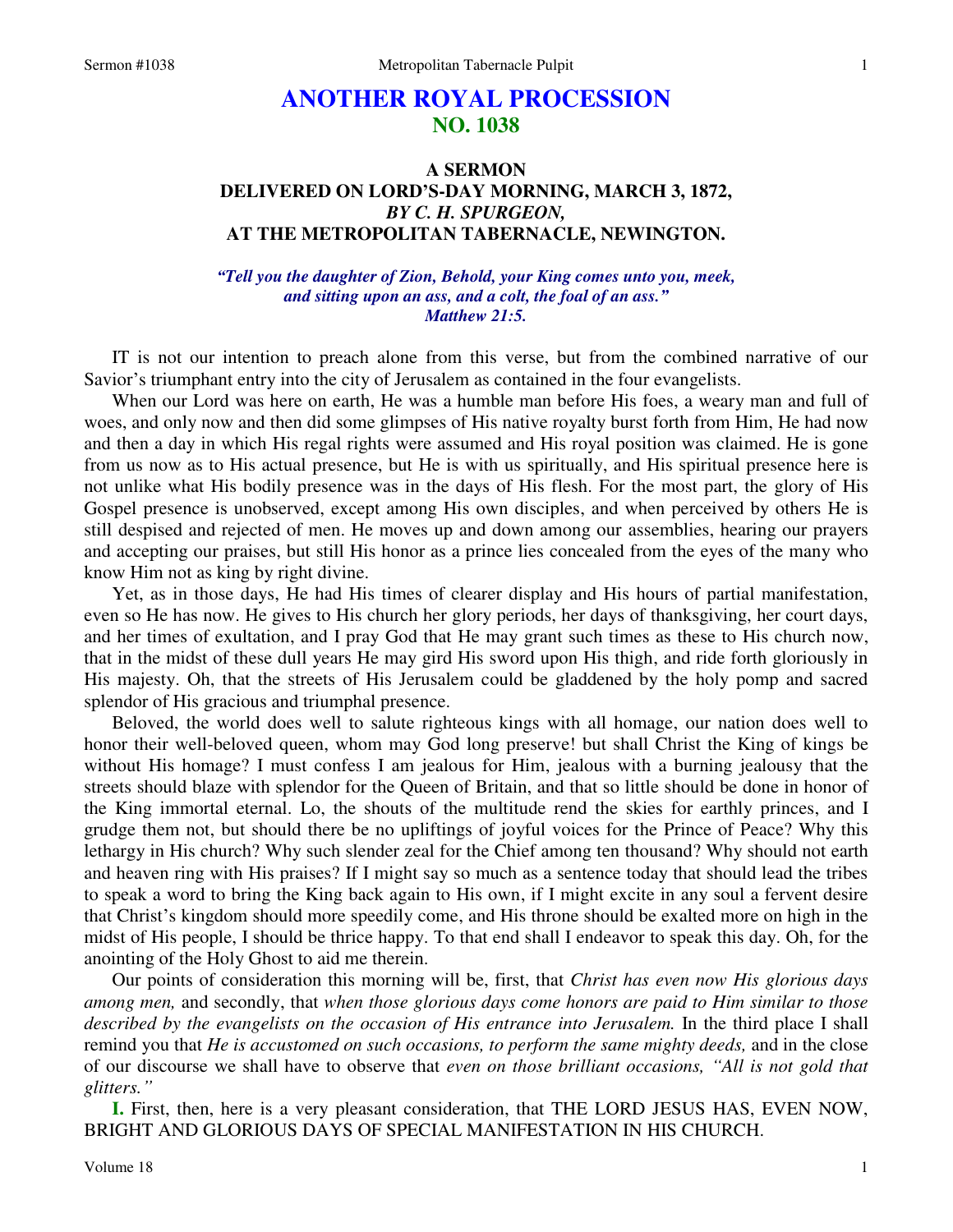# ANOTHER ROYAL PROCESSION
## NO. 1038

### A SERMON
### DELIVERED ON LORD'S-DAY MORNING, MARCH 3, 1872,
### *BY C. H. SPURGEON,*
### AT THE METROPOLITAN TABERNACLE, NEWINGTON.

*"Tell you the daughter of Zion, Behold, your King comes unto you, meek, and sitting upon an ass, and a colt, the foal of an ass." Matthew 21:5.*

IT is not our intention to preach alone from this verse, but from the combined narrative of our Savior's triumphant entry into the city of Jerusalem as contained in the four evangelists.

When our Lord was here on earth, He was a humble man before His foes, a weary man and full of woes, and only now and then did some glimpses of His native royalty burst forth from Him, He had now and then a day in which His regal rights were assumed and His royal position was claimed. He is gone from us now as to His actual presence, but He is with us spiritually, and His spiritual presence here is not unlike what His bodily presence was in the days of His flesh. For the most part, the glory of His Gospel presence is unobserved, except among His own disciples, and when perceived by others He is still despised and rejected of men. He moves up and down among our assemblies, hearing our prayers and accepting our praises, but still His honor as a prince lies concealed from the eyes of the many who know Him not as king by right divine.

Yet, as in those days, He had His times of clearer display and His hours of partial manifestation, even so He has now. He gives to His church her glory periods, her days of thanksgiving, her court days, and her times of exultation, and I pray God that He may grant such times as these to His church now, that in the midst of these dull years He may gird His sword upon His thigh, and ride forth gloriously in His majesty. Oh, that the streets of His Jerusalem could be gladdened by the holy pomp and sacred splendor of His gracious and triumphal presence.

Beloved, the world does well to salute righteous kings with all homage, our nation does well to honor their well-beloved queen, whom may God long preserve! but shall Christ the King of kings be without His homage? I must confess I am jealous for Him, jealous with a burning jealousy that the streets should blaze with splendor for the Queen of Britain, and that so little should be done in honor of the King immortal eternal. Lo, the shouts of the multitude rend the skies for earthly princes, and I grudge them not, but should there be no upliftings of joyful voices for the Prince of Peace? Why this lethargy in His church? Why such slender zeal for the Chief among ten thousand? Why should not earth and heaven ring with His praises? If I might say so much as a sentence today that should lead the tribes to speak a word to bring the King back again to His own, if I might excite in any soul a fervent desire that Christ's kingdom should more speedily come, and His throne should be exalted more on high in the midst of His people, I should be thrice happy. To that end shall I endeavor to speak this day. Oh, for the anointing of the Holy Ghost to aid me therein.

Our points of consideration this morning will be, first, that *Christ has even now His glorious days among men,* and secondly, that *when those glorious days come honors are paid to Him similar to those described by the evangelists on the occasion of His entrance into Jerusalem.* In the third place I shall remind you that *He is accustomed on such occasions, to perform the same mighty deeds,* and in the close of our discourse we shall have to observe that *even on those brilliant occasions, "All is not gold that glitters."*

**I.** First, then, here is a very pleasant consideration, that THE LORD JESUS HAS, EVEN NOW, BRIGHT AND GLORIOUS DAYS OF SPECIAL MANIFESTATION IN HIS CHURCH.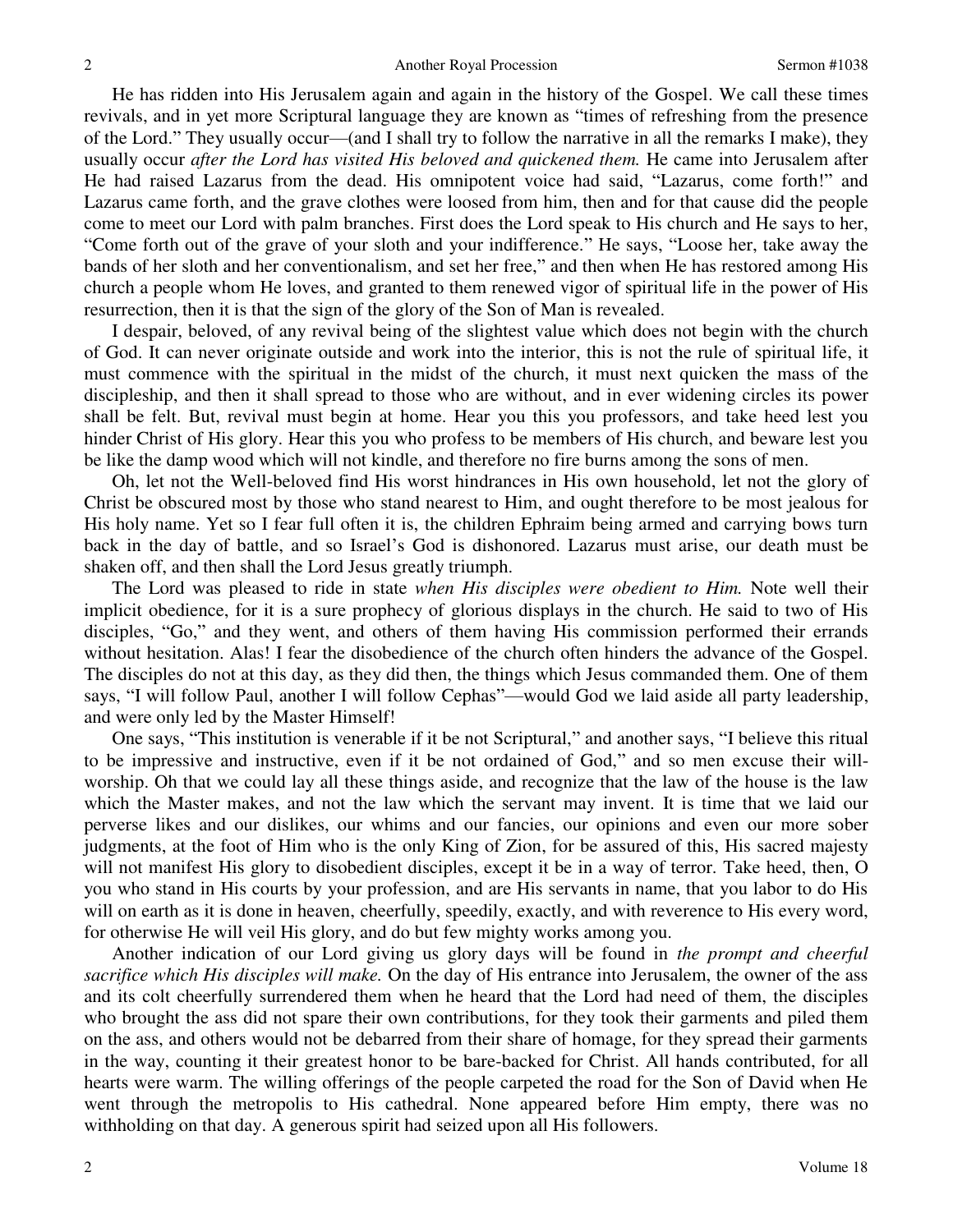He has ridden into His Jerusalem again and again in the history of the Gospel. We call these times revivals, and in yet more Scriptural language they are known as "times of refreshing from the presence of the Lord." They usually occur—(and I shall try to follow the narrative in all the remarks I make), they usually occur *after the Lord has visited His beloved and quickened them.* He came into Jerusalem after He had raised Lazarus from the dead. His omnipotent voice had said, "Lazarus, come forth!" and Lazarus came forth, and the grave clothes were loosed from him, then and for that cause did the people come to meet our Lord with palm branches. First does the Lord speak to His church and He says to her, "Come forth out of the grave of your sloth and your indifference." He says, "Loose her, take away the bands of her sloth and her conventionalism, and set her free," and then when He has restored among His church a people whom He loves, and granted to them renewed vigor of spiritual life in the power of His resurrection, then it is that the sign of the glory of the Son of Man is revealed.

I despair, beloved, of any revival being of the slightest value which does not begin with the church of God. It can never originate outside and work into the interior, this is not the rule of spiritual life, it must commence with the spiritual in the midst of the church, it must next quicken the mass of the discipleship, and then it shall spread to those who are without, and in ever widening circles its power shall be felt. But, revival must begin at home. Hear you this you professors, and take heed lest you hinder Christ of His glory. Hear this you who profess to be members of His church, and beware lest you be like the damp wood which will not kindle, and therefore no fire burns among the sons of men.

Oh, let not the Well-beloved find His worst hindrances in His own household, let not the glory of Christ be obscured most by those who stand nearest to Him, and ought therefore to be most jealous for His holy name. Yet so I fear full often it is, the children Ephraim being armed and carrying bows turn back in the day of battle, and so Israel's God is dishonored. Lazarus must arise, our death must be shaken off, and then shall the Lord Jesus greatly triumph.

The Lord was pleased to ride in state *when His disciples were obedient to Him.* Note well their implicit obedience, for it is a sure prophecy of glorious displays in the church. He said to two of His disciples, "Go," and they went, and others of them having His commission performed their errands without hesitation. Alas! I fear the disobedience of the church often hinders the advance of the Gospel. The disciples do not at this day, as they did then, the things which Jesus commanded them. One of them says, "I will follow Paul, another I will follow Cephas"—would God we laid aside all party leadership, and were only led by the Master Himself!

One says, "This institution is venerable if it be not Scriptural," and another says, "I believe this ritual to be impressive and instructive, even if it be not ordained of God," and so men excuse their will-worship. Oh that we could lay all these things aside, and recognize that the law of the house is the law which the Master makes, and not the law which the servant may invent. It is time that we laid our perverse likes and our dislikes, our whims and our fancies, our opinions and even our more sober judgments, at the foot of Him who is the only King of Zion, for be assured of this, His sacred majesty will not manifest His glory to disobedient disciples, except it be in a way of terror. Take heed, then, O you who stand in His courts by your profession, and are His servants in name, that you labor to do His will on earth as it is done in heaven, cheerfully, speedily, exactly, and with reverence to His every word, for otherwise He will veil His glory, and do but few mighty works among you.

Another indication of our Lord giving us glory days will be found in *the prompt and cheerful sacrifice which His disciples will make.* On the day of His entrance into Jerusalem, the owner of the ass and its colt cheerfully surrendered them when he heard that the Lord had need of them, the disciples who brought the ass did not spare their own contributions, for they took their garments and piled them on the ass, and others would not be debarred from their share of homage, for they spread their garments in the way, counting it their greatest honor to be bare-backed for Christ. All hands contributed, for all hearts were warm. The willing offerings of the people carpeted the road for the Son of David when He went through the metropolis to His cathedral. None appeared before Him empty, there was no withholding on that day. A generous spirit had seized upon all His followers.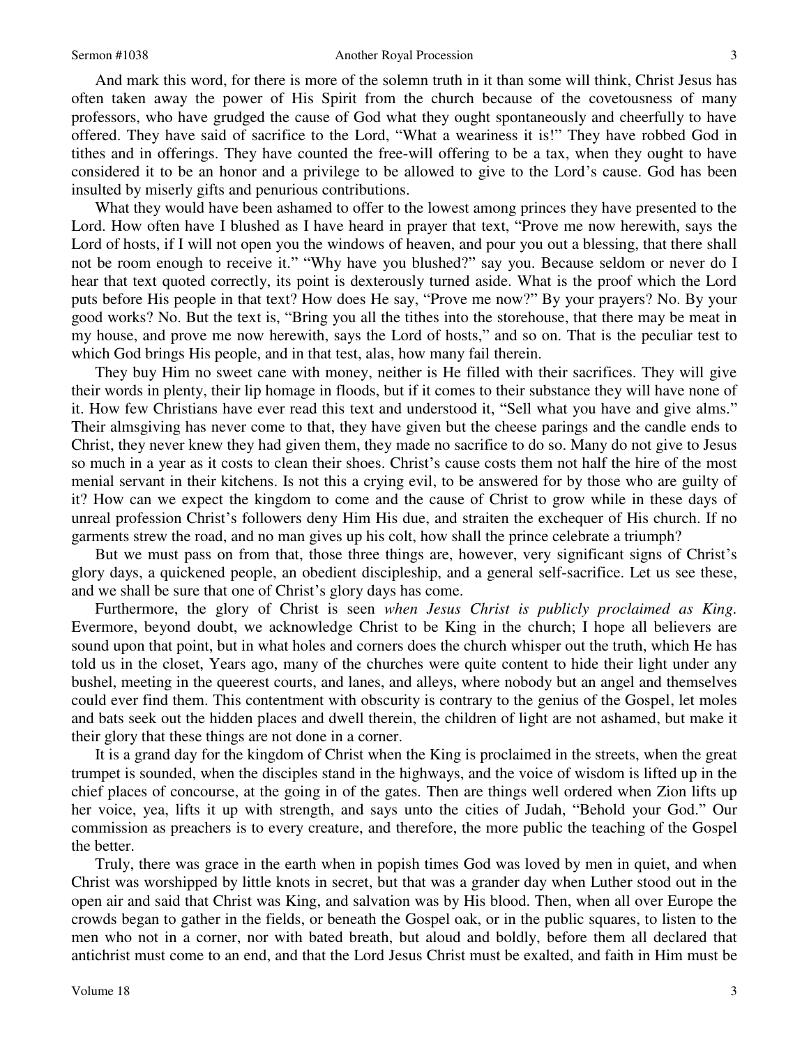And mark this word, for there is more of the solemn truth in it than some will think, Christ Jesus has often taken away the power of His Spirit from the church because of the covetousness of many professors, who have grudged the cause of God what they ought spontaneously and cheerfully to have offered. They have said of sacrifice to the Lord, "What a weariness it is!" They have robbed God in tithes and in offerings. They have counted the free-will offering to be a tax, when they ought to have considered it to be an honor and a privilege to be allowed to give to the Lord's cause. God has been insulted by miserly gifts and penurious contributions.

What they would have been ashamed to offer to the lowest among princes they have presented to the Lord. How often have I blushed as I have heard in prayer that text, "Prove me now herewith, says the Lord of hosts, if I will not open you the windows of heaven, and pour you out a blessing, that there shall not be room enough to receive it." "Why have you blushed?" say you. Because seldom or never do I hear that text quoted correctly, its point is dexterously turned aside. What is the proof which the Lord puts before His people in that text? How does He say, "Prove me now?" By your prayers? No. By your good works? No. But the text is, "Bring you all the tithes into the storehouse, that there may be meat in my house, and prove me now herewith, says the Lord of hosts," and so on. That is the peculiar test to which God brings His people, and in that test, alas, how many fail therein.

They buy Him no sweet cane with money, neither is He filled with their sacrifices. They will give their words in plenty, their lip homage in floods, but if it comes to their substance they will have none of it. How few Christians have ever read this text and understood it, "Sell what you have and give alms." Their almsgiving has never come to that, they have given but the cheese parings and the candle ends to Christ, they never knew they had given them, they made no sacrifice to do so. Many do not give to Jesus so much in a year as it costs to clean their shoes. Christ's cause costs them not half the hire of the most menial servant in their kitchens. Is not this a crying evil, to be answered for by those who are guilty of it? How can we expect the kingdom to come and the cause of Christ to grow while in these days of unreal profession Christ's followers deny Him His due, and straiten the exchequer of His church. If no garments strew the road, and no man gives up his colt, how shall the prince celebrate a triumph?

But we must pass on from that, those three things are, however, very significant signs of Christ's glory days, a quickened people, an obedient discipleship, and a general self-sacrifice. Let us see these, and we shall be sure that one of Christ's glory days has come.

Furthermore, the glory of Christ is seen *when Jesus Christ is publicly proclaimed as King*. Evermore, beyond doubt, we acknowledge Christ to be King in the church; I hope all believers are sound upon that point, but in what holes and corners does the church whisper out the truth, which He has told us in the closet, Years ago, many of the churches were quite content to hide their light under any bushel, meeting in the queerest courts, and lanes, and alleys, where nobody but an angel and themselves could ever find them. This contentment with obscurity is contrary to the genius of the Gospel, let moles and bats seek out the hidden places and dwell therein, the children of light are not ashamed, but make it their glory that these things are not done in a corner.

It is a grand day for the kingdom of Christ when the King is proclaimed in the streets, when the great trumpet is sounded, when the disciples stand in the highways, and the voice of wisdom is lifted up in the chief places of concourse, at the going in of the gates. Then are things well ordered when Zion lifts up her voice, yea, lifts it up with strength, and says unto the cities of Judah, "Behold your God." Our commission as preachers is to every creature, and therefore, the more public the teaching of the Gospel the better.

Truly, there was grace in the earth when in popish times God was loved by men in quiet, and when Christ was worshipped by little knots in secret, but that was a grander day when Luther stood out in the open air and said that Christ was King, and salvation was by His blood. Then, when all over Europe the crowds began to gather in the fields, or beneath the Gospel oak, or in the public squares, to listen to the men who not in a corner, nor with bated breath, but aloud and boldly, before them all declared that antichrist must come to an end, and that the Lord Jesus Christ must be exalted, and faith in Him must be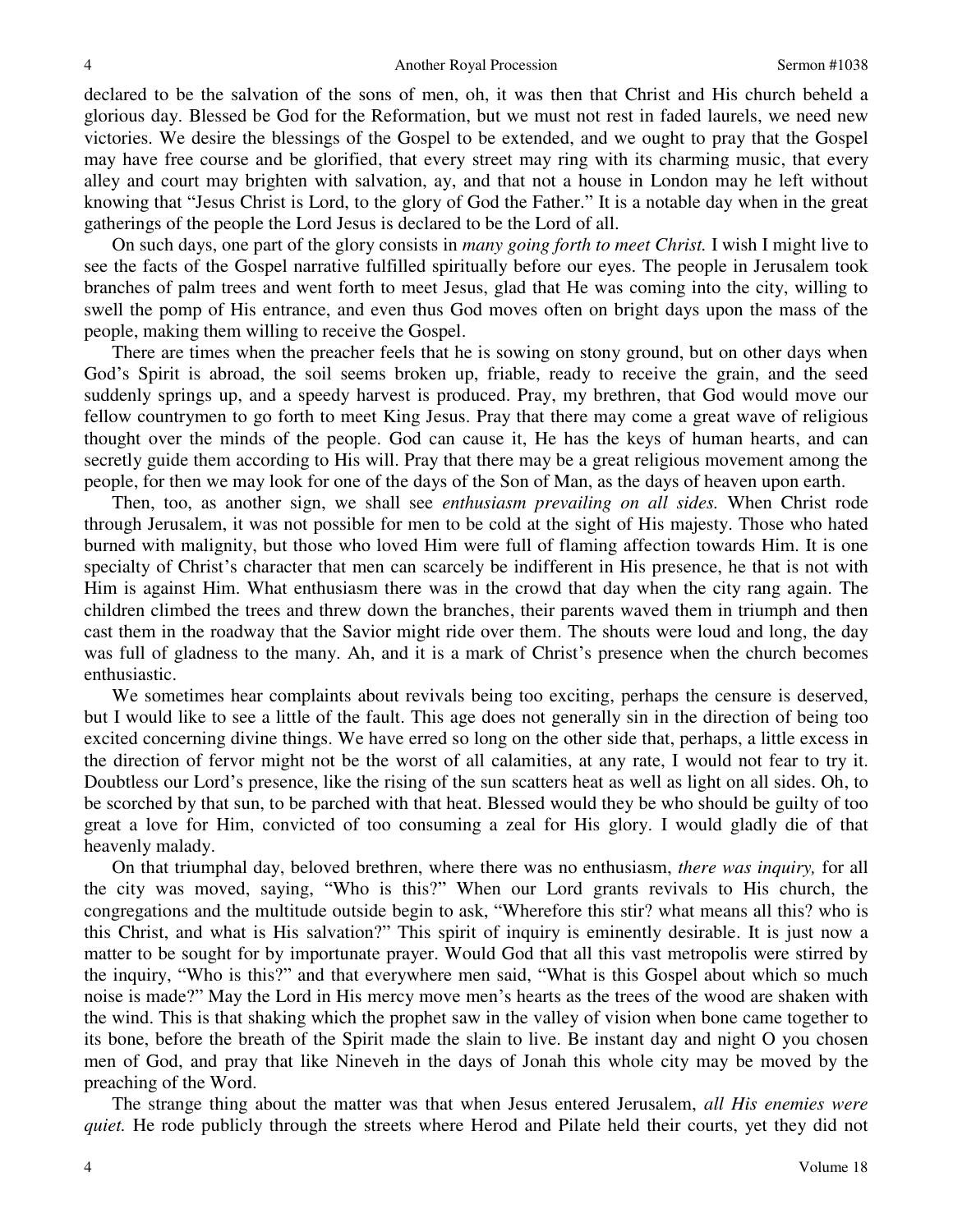declared to be the salvation of the sons of men, oh, it was then that Christ and His church beheld a glorious day. Blessed be God for the Reformation, but we must not rest in faded laurels, we need new victories. We desire the blessings of the Gospel to be extended, and we ought to pray that the Gospel may have free course and be glorified, that every street may ring with its charming music, that every alley and court may brighten with salvation, ay, and that not a house in London may he left without knowing that "Jesus Christ is Lord, to the glory of God the Father." It is a notable day when in the great gatherings of the people the Lord Jesus is declared to be the Lord of all.

On such days, one part of the glory consists in *many going forth to meet Christ.* I wish I might live to see the facts of the Gospel narrative fulfilled spiritually before our eyes. The people in Jerusalem took branches of palm trees and went forth to meet Jesus, glad that He was coming into the city, willing to swell the pomp of His entrance, and even thus God moves often on bright days upon the mass of the people, making them willing to receive the Gospel.

There are times when the preacher feels that he is sowing on stony ground, but on other days when God's Spirit is abroad, the soil seems broken up, friable, ready to receive the grain, and the seed suddenly springs up, and a speedy harvest is produced. Pray, my brethren, that God would move our fellow countrymen to go forth to meet King Jesus. Pray that there may come a great wave of religious thought over the minds of the people. God can cause it, He has the keys of human hearts, and can secretly guide them according to His will. Pray that there may be a great religious movement among the people, for then we may look for one of the days of the Son of Man, as the days of heaven upon earth.

Then, too, as another sign, we shall see *enthusiasm prevailing on all sides.* When Christ rode through Jerusalem, it was not possible for men to be cold at the sight of His majesty. Those who hated burned with malignity, but those who loved Him were full of flaming affection towards Him. It is one specialty of Christ's character that men can scarcely be indifferent in His presence, he that is not with Him is against Him. What enthusiasm there was in the crowd that day when the city rang again. The children climbed the trees and threw down the branches, their parents waved them in triumph and then cast them in the roadway that the Savior might ride over them. The shouts were loud and long, the day was full of gladness to the many. Ah, and it is a mark of Christ's presence when the church becomes enthusiastic.

We sometimes hear complaints about revivals being too exciting, perhaps the censure is deserved, but I would like to see a little of the fault. This age does not generally sin in the direction of being too excited concerning divine things. We have erred so long on the other side that, perhaps, a little excess in the direction of fervor might not be the worst of all calamities, at any rate, I would not fear to try it. Doubtless our Lord's presence, like the rising of the sun scatters heat as well as light on all sides. Oh, to be scorched by that sun, to be parched with that heat. Blessed would they be who should be guilty of too great a love for Him, convicted of too consuming a zeal for His glory. I would gladly die of that heavenly malady.

On that triumphal day, beloved brethren, where there was no enthusiasm, *there was inquiry,* for all the city was moved, saying, "Who is this?" When our Lord grants revivals to His church, the congregations and the multitude outside begin to ask, "Wherefore this stir? what means all this? who is this Christ, and what is His salvation?" This spirit of inquiry is eminently desirable. It is just now a matter to be sought for by importunate prayer. Would God that all this vast metropolis were stirred by the inquiry, "Who is this?" and that everywhere men said, "What is this Gospel about which so much noise is made?" May the Lord in His mercy move men's hearts as the trees of the wood are shaken with the wind. This is that shaking which the prophet saw in the valley of vision when bone came together to its bone, before the breath of the Spirit made the slain to live. Be instant day and night O you chosen men of God, and pray that like Nineveh in the days of Jonah this whole city may be moved by the preaching of the Word.

The strange thing about the matter was that when Jesus entered Jerusalem, *all His enemies were quiet.* He rode publicly through the streets where Herod and Pilate held their courts, yet they did not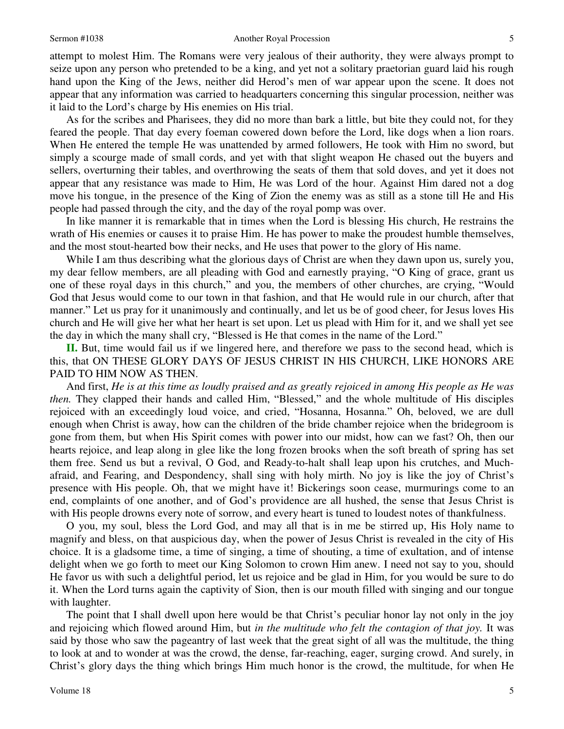attempt to molest Him. The Romans were very jealous of their authority, they were always prompt to seize upon any person who pretended to be a king, and yet not a solitary praetorian guard laid his rough hand upon the King of the Jews, neither did Herod's men of war appear upon the scene. It does not appear that any information was carried to headquarters concerning this singular procession, neither was it laid to the Lord's charge by His enemies on His trial.

As for the scribes and Pharisees, they did no more than bark a little, but bite they could not, for they feared the people. That day every foeman cowered down before the Lord, like dogs when a lion roars. When He entered the temple He was unattended by armed followers, He took with Him no sword, but simply a scourge made of small cords, and yet with that slight weapon He chased out the buyers and sellers, overturning their tables, and overthrowing the seats of them that sold doves, and yet it does not appear that any resistance was made to Him, He was Lord of the hour. Against Him dared not a dog move his tongue, in the presence of the King of Zion the enemy was as still as a stone till He and His people had passed through the city, and the day of the royal pomp was over.

In like manner it is remarkable that in times when the Lord is blessing His church, He restrains the wrath of His enemies or causes it to praise Him. He has power to make the proudest humble themselves, and the most stout-hearted bow their necks, and He uses that power to the glory of His name.

While I am thus describing what the glorious days of Christ are when they dawn upon us, surely you, my dear fellow members, are all pleading with God and earnestly praying, "O King of grace, grant us one of these royal days in this church," and you, the members of other churches, are crying, "Would God that Jesus would come to our town in that fashion, and that He would rule in our church, after that manner." Let us pray for it unanimously and continually, and let us be of good cheer, for Jesus loves His church and He will give her what her heart is set upon. Let us plead with Him for it, and we shall yet see the day in which the many shall cry, "Blessed is He that comes in the name of the Lord."

**II.** But, time would fail us if we lingered here, and therefore we pass to the second head, which is this, that ON THESE GLORY DAYS OF JESUS CHRIST IN HIS CHURCH, LIKE HONORS ARE PAID TO HIM NOW AS THEN.

And first, *He is at this time as loudly praised and as greatly rejoiced in among His people as He was then.* They clapped their hands and called Him, "Blessed," and the whole multitude of His disciples rejoiced with an exceedingly loud voice, and cried, "Hosanna, Hosanna." Oh, beloved, we are dull enough when Christ is away, how can the children of the bride chamber rejoice when the bridegroom is gone from them, but when His Spirit comes with power into our midst, how can we fast? Oh, then our hearts rejoice, and leap along in glee like the long frozen brooks when the soft breath of spring has set them free. Send us but a revival, O God, and Ready-to-halt shall leap upon his crutches, and Much-afraid, and Fearing, and Despondency, shall sing with holy mirth. No joy is like the joy of Christ's presence with His people. Oh, that we might have it! Bickerings soon cease, murmurings come to an end, complaints of one another, and of God's providence are all hushed, the sense that Jesus Christ is with His people drowns every note of sorrow, and every heart is tuned to loudest notes of thankfulness.

O you, my soul, bless the Lord God, and may all that is in me be stirred up, His Holy name to magnify and bless, on that auspicious day, when the power of Jesus Christ is revealed in the city of His choice. It is a gladsome time, a time of singing, a time of shouting, a time of exultation, and of intense delight when we go forth to meet our King Solomon to crown Him anew. I need not say to you, should He favor us with such a delightful period, let us rejoice and be glad in Him, for you would be sure to do it. When the Lord turns again the captivity of Sion, then is our mouth filled with singing and our tongue with laughter.

The point that I shall dwell upon here would be that Christ's peculiar honor lay not only in the joy and rejoicing which flowed around Him, but *in the multitude who felt the contagion of that joy.* It was said by those who saw the pageantry of last week that the great sight of all was the multitude, the thing to look at and to wonder at was the crowd, the dense, far-reaching, eager, surging crowd. And surely, in Christ's glory days the thing which brings Him much honor is the crowd, the multitude, for when He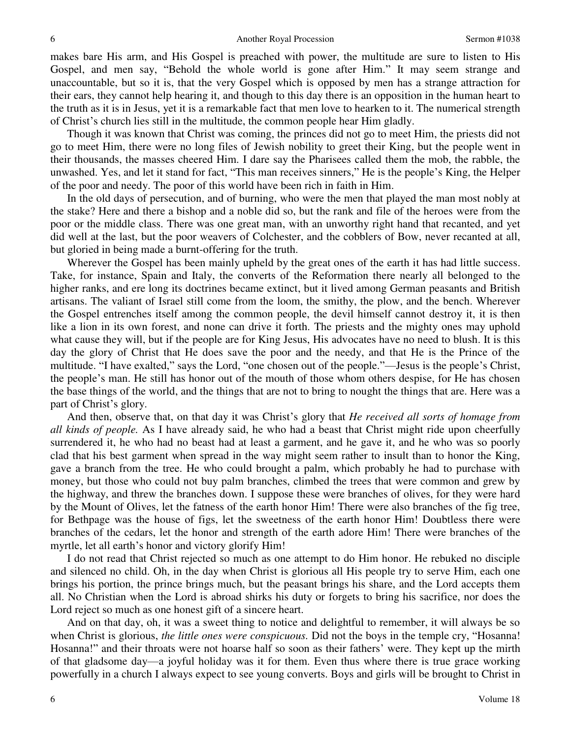makes bare His arm, and His Gospel is preached with power, the multitude are sure to listen to His Gospel, and men say, "Behold the whole world is gone after Him." It may seem strange and unaccountable, but so it is, that the very Gospel which is opposed by men has a strange attraction for their ears, they cannot help hearing it, and though to this day there is an opposition in the human heart to the truth as it is in Jesus, yet it is a remarkable fact that men love to hearken to it. The numerical strength of Christ's church lies still in the multitude, the common people hear Him gladly.

Though it was known that Christ was coming, the princes did not go to meet Him, the priests did not go to meet Him, there were no long files of Jewish nobility to greet their King, but the people went in their thousands, the masses cheered Him. I dare say the Pharisees called them the mob, the rabble, the unwashed. Yes, and let it stand for fact, "This man receives sinners," He is the people's King, the Helper of the poor and needy. The poor of this world have been rich in faith in Him.

In the old days of persecution, and of burning, who were the men that played the man most nobly at the stake? Here and there a bishop and a noble did so, but the rank and file of the heroes were from the poor or the middle class. There was one great man, with an unworthy right hand that recanted, and yet did well at the last, but the poor weavers of Colchester, and the cobblers of Bow, never recanted at all, but gloried in being made a burnt-offering for the truth.

Wherever the Gospel has been mainly upheld by the great ones of the earth it has had little success. Take, for instance, Spain and Italy, the converts of the Reformation there nearly all belonged to the higher ranks, and ere long its doctrines became extinct, but it lived among German peasants and British artisans. The valiant of Israel still come from the loom, the smithy, the plow, and the bench. Wherever the Gospel entrenches itself among the common people, the devil himself cannot destroy it, it is then like a lion in its own forest, and none can drive it forth. The priests and the mighty ones may uphold what cause they will, but if the people are for King Jesus, His advocates have no need to blush. It is this day the glory of Christ that He does save the poor and the needy, and that He is the Prince of the multitude. "I have exalted," says the Lord, "one chosen out of the people."—Jesus is the people's Christ, the people's man. He still has honor out of the mouth of those whom others despise, for He has chosen the base things of the world, and the things that are not to bring to nought the things that are. Here was a part of Christ's glory.

And then, observe that, on that day it was Christ's glory that *He received all sorts of homage from all kinds of people.* As I have already said, he who had a beast that Christ might ride upon cheerfully surrendered it, he who had no beast had at least a garment, and he gave it, and he who was so poorly clad that his best garment when spread in the way might seem rather to insult than to honor the King, gave a branch from the tree. He who could brought a palm, which probably he had to purchase with money, but those who could not buy palm branches, climbed the trees that were common and grew by the highway, and threw the branches down. I suppose these were branches of olives, for they were hard by the Mount of Olives, let the fatness of the earth honor Him! There were also branches of the fig tree, for Bethpage was the house of figs, let the sweetness of the earth honor Him! Doubtless there were branches of the cedars, let the honor and strength of the earth adore Him! There were branches of the myrtle, let all earth's honor and victory glorify Him!

I do not read that Christ rejected so much as one attempt to do Him honor. He rebuked no disciple and silenced no child. Oh, in the day when Christ is glorious all His people try to serve Him, each one brings his portion, the prince brings much, but the peasant brings his share, and the Lord accepts them all. No Christian when the Lord is abroad shirks his duty or forgets to bring his sacrifice, nor does the Lord reject so much as one honest gift of a sincere heart.

And on that day, oh, it was a sweet thing to notice and delightful to remember, it will always be so when Christ is glorious, *the little ones were conspicuous.* Did not the boys in the temple cry, "Hosanna! Hosanna!" and their throats were not hoarse half so soon as their fathers' were. They kept up the mirth of that gladsome day—a joyful holiday was it for them. Even thus where there is true grace working powerfully in a church I always expect to see young converts. Boys and girls will be brought to Christ in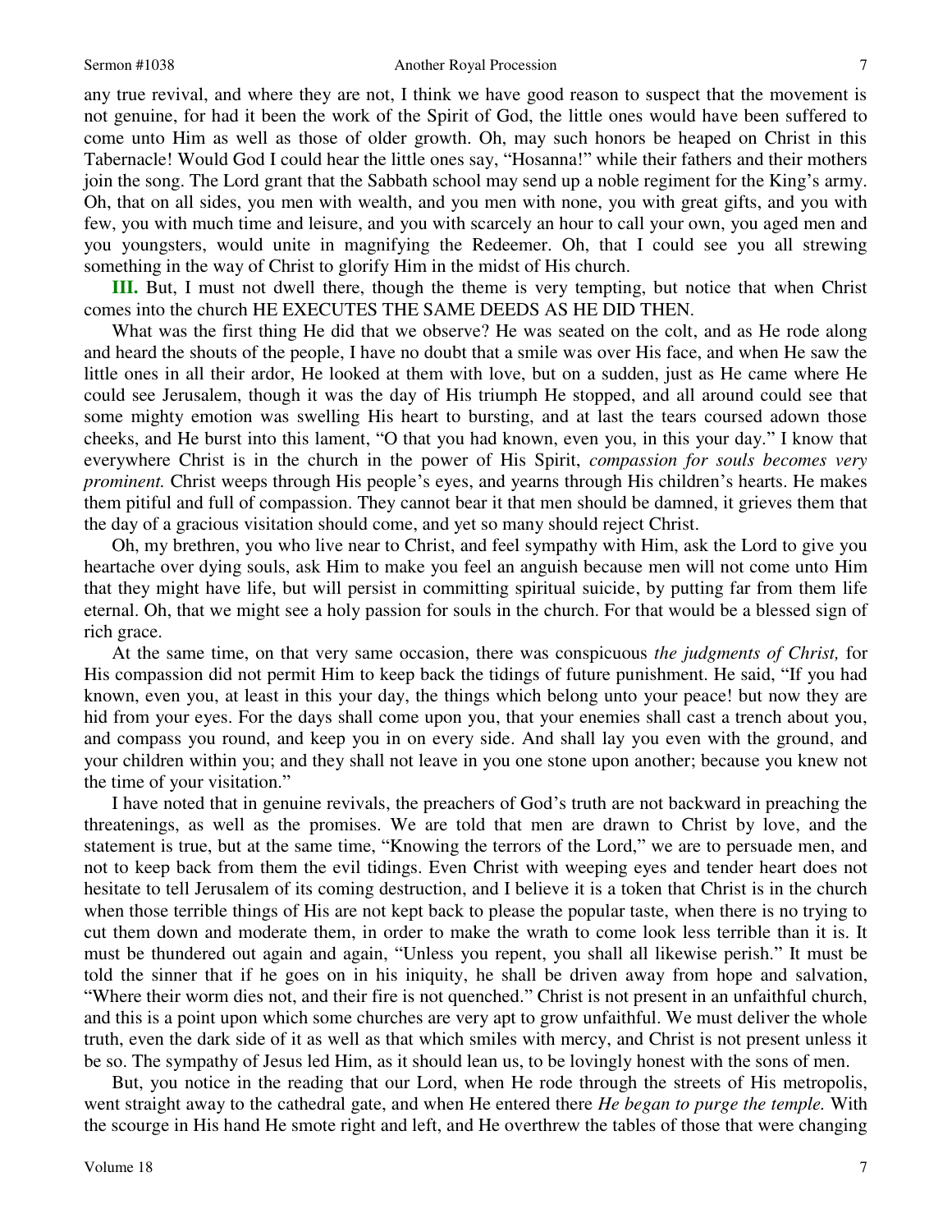any true revival, and where they are not, I think we have good reason to suspect that the movement is not genuine, for had it been the work of the Spirit of God, the little ones would have been suffered to come unto Him as well as those of older growth. Oh, may such honors be heaped on Christ in this Tabernacle! Would God I could hear the little ones say, "Hosanna!" while their fathers and their mothers join the song. The Lord grant that the Sabbath school may send up a noble regiment for the King's army. Oh, that on all sides, you men with wealth, and you men with none, you with great gifts, and you with few, you with much time and leisure, and you with scarcely an hour to call your own, you aged men and you youngsters, would unite in magnifying the Redeemer. Oh, that I could see you all strewing something in the way of Christ to glorify Him in the midst of His church.

**III.** But, I must not dwell there, though the theme is very tempting, but notice that when Christ comes into the church HE EXECUTES THE SAME DEEDS AS HE DID THEN.

What was the first thing He did that we observe? He was seated on the colt, and as He rode along and heard the shouts of the people, I have no doubt that a smile was over His face, and when He saw the little ones in all their ardor, He looked at them with love, but on a sudden, just as He came where He could see Jerusalem, though it was the day of His triumph He stopped, and all around could see that some mighty emotion was swelling His heart to bursting, and at last the tears coursed adown those cheeks, and He burst into this lament, "O that you had known, even you, in this your day." I know that everywhere Christ is in the church in the power of His Spirit, *compassion for souls becomes very prominent.* Christ weeps through His people's eyes, and yearns through His children's hearts. He makes them pitiful and full of compassion. They cannot bear it that men should be damned, it grieves them that the day of a gracious visitation should come, and yet so many should reject Christ.

Oh, my brethren, you who live near to Christ, and feel sympathy with Him, ask the Lord to give you heartache over dying souls, ask Him to make you feel an anguish because men will not come unto Him that they might have life, but will persist in committing spiritual suicide, by putting far from them life eternal. Oh, that we might see a holy passion for souls in the church. For that would be a blessed sign of rich grace.

At the same time, on that very same occasion, there was conspicuous *the judgments of Christ,* for His compassion did not permit Him to keep back the tidings of future punishment. He said, "If you had known, even you, at least in this your day, the things which belong unto your peace! but now they are hid from your eyes. For the days shall come upon you, that your enemies shall cast a trench about you, and compass you round, and keep you in on every side. And shall lay you even with the ground, and your children within you; and they shall not leave in you one stone upon another; because you knew not the time of your visitation."

I have noted that in genuine revivals, the preachers of God's truth are not backward in preaching the threatenings, as well as the promises. We are told that men are drawn to Christ by love, and the statement is true, but at the same time, "Knowing the terrors of the Lord," we are to persuade men, and not to keep back from them the evil tidings. Even Christ with weeping eyes and tender heart does not hesitate to tell Jerusalem of its coming destruction, and I believe it is a token that Christ is in the church when those terrible things of His are not kept back to please the popular taste, when there is no trying to cut them down and moderate them, in order to make the wrath to come look less terrible than it is. It must be thundered out again and again, "Unless you repent, you shall all likewise perish." It must be told the sinner that if he goes on in his iniquity, he shall be driven away from hope and salvation, "Where their worm dies not, and their fire is not quenched." Christ is not present in an unfaithful church, and this is a point upon which some churches are very apt to grow unfaithful. We must deliver the whole truth, even the dark side of it as well as that which smiles with mercy, and Christ is not present unless it be so. The sympathy of Jesus led Him, as it should lean us, to be lovingly honest with the sons of men.

But, you notice in the reading that our Lord, when He rode through the streets of His metropolis, went straight away to the cathedral gate, and when He entered there *He began to purge the temple.* With the scourge in His hand He smote right and left, and He overthrew the tables of those that were changing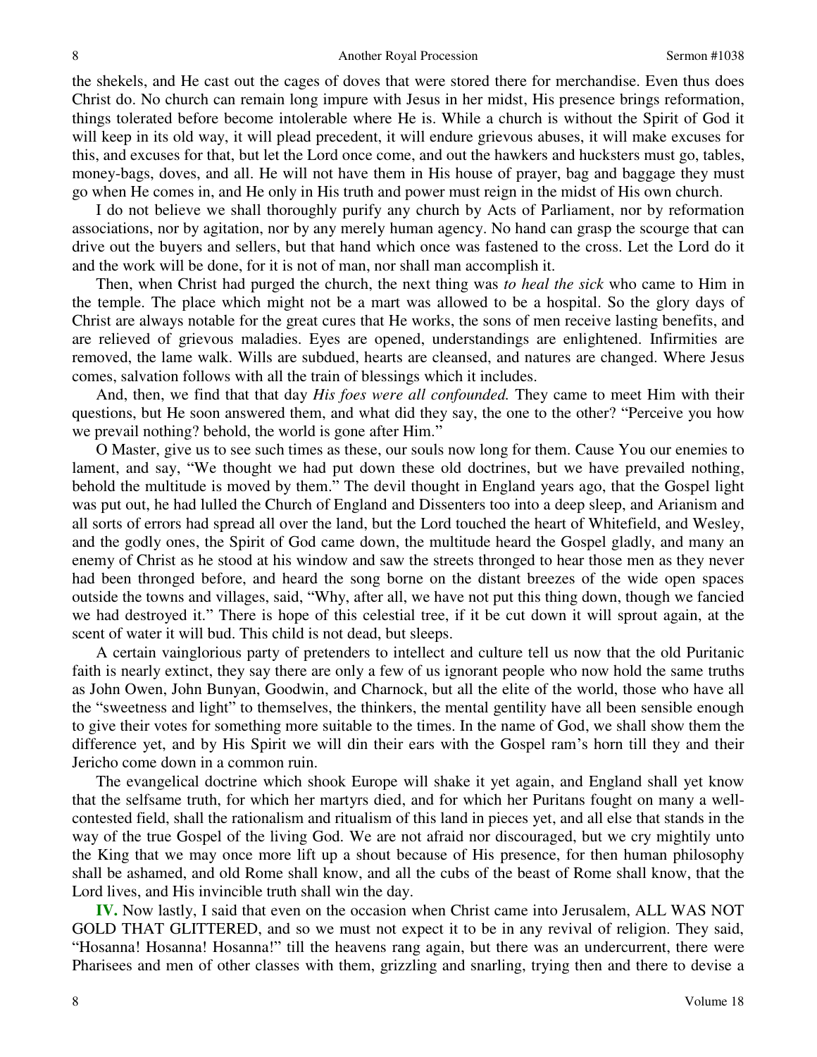the shekels, and He cast out the cages of doves that were stored there for merchandise. Even thus does Christ do. No church can remain long impure with Jesus in her midst, His presence brings reformation, things tolerated before become intolerable where He is. While a church is without the Spirit of God it will keep in its old way, it will plead precedent, it will endure grievous abuses, it will make excuses for this, and excuses for that, but let the Lord once come, and out the hawkers and hucksters must go, tables, money-bags, doves, and all. He will not have them in His house of prayer, bag and baggage they must go when He comes in, and He only in His truth and power must reign in the midst of His own church.

I do not believe we shall thoroughly purify any church by Acts of Parliament, nor by reformation associations, nor by agitation, nor by any merely human agency. No hand can grasp the scourge that can drive out the buyers and sellers, but that hand which once was fastened to the cross. Let the Lord do it and the work will be done, for it is not of man, nor shall man accomplish it.

Then, when Christ had purged the church, the next thing was *to heal the sick* who came to Him in the temple. The place which might not be a mart was allowed to be a hospital. So the glory days of Christ are always notable for the great cures that He works, the sons of men receive lasting benefits, and are relieved of grievous maladies. Eyes are opened, understandings are enlightened. Infirmities are removed, the lame walk. Wills are subdued, hearts are cleansed, and natures are changed. Where Jesus comes, salvation follows with all the train of blessings which it includes.

And, then, we find that that day *His foes were all confounded.* They came to meet Him with their questions, but He soon answered them, and what did they say, the one to the other? "Perceive you how we prevail nothing? behold, the world is gone after Him."

O Master, give us to see such times as these, our souls now long for them. Cause You our enemies to lament, and say, "We thought we had put down these old doctrines, but we have prevailed nothing, behold the multitude is moved by them." The devil thought in England years ago, that the Gospel light was put out, he had lulled the Church of England and Dissenters too into a deep sleep, and Arianism and all sorts of errors had spread all over the land, but the Lord touched the heart of Whitefield, and Wesley, and the godly ones, the Spirit of God came down, the multitude heard the Gospel gladly, and many an enemy of Christ as he stood at his window and saw the streets thronged to hear those men as they never had been thronged before, and heard the song borne on the distant breezes of the wide open spaces outside the towns and villages, said, "Why, after all, we have not put this thing down, though we fancied we had destroyed it." There is hope of this celestial tree, if it be cut down it will sprout again, at the scent of water it will bud. This child is not dead, but sleeps.

A certain vainglorious party of pretenders to intellect and culture tell us now that the old Puritanic faith is nearly extinct, they say there are only a few of us ignorant people who now hold the same truths as John Owen, John Bunyan, Goodwin, and Charnock, but all the elite of the world, those who have all the "sweetness and light" to themselves, the thinkers, the mental gentility have all been sensible enough to give their votes for something more suitable to the times. In the name of God, we shall show them the difference yet, and by His Spirit we will din their ears with the Gospel ram's horn till they and their Jericho come down in a common ruin.

The evangelical doctrine which shook Europe will shake it yet again, and England shall yet know that the selfsame truth, for which her martyrs died, and for which her Puritans fought on many a well-contested field, shall the rationalism and ritualism of this land in pieces yet, and all else that stands in the way of the true Gospel of the living God. We are not afraid nor discouraged, but we cry mightily unto the King that we may once more lift up a shout because of His presence, for then human philosophy shall be ashamed, and old Rome shall know, and all the cubs of the beast of Rome shall know, that the Lord lives, and His invincible truth shall win the day.

**IV.** Now lastly, I said that even on the occasion when Christ came into Jerusalem, ALL WAS NOT GOLD THAT GLITTERED, and so we must not expect it to be in any revival of religion. They said, "Hosanna! Hosanna! Hosanna!" till the heavens rang again, but there was an undercurrent, there were Pharisees and men of other classes with them, grizzling and snarling, trying then and there to devise a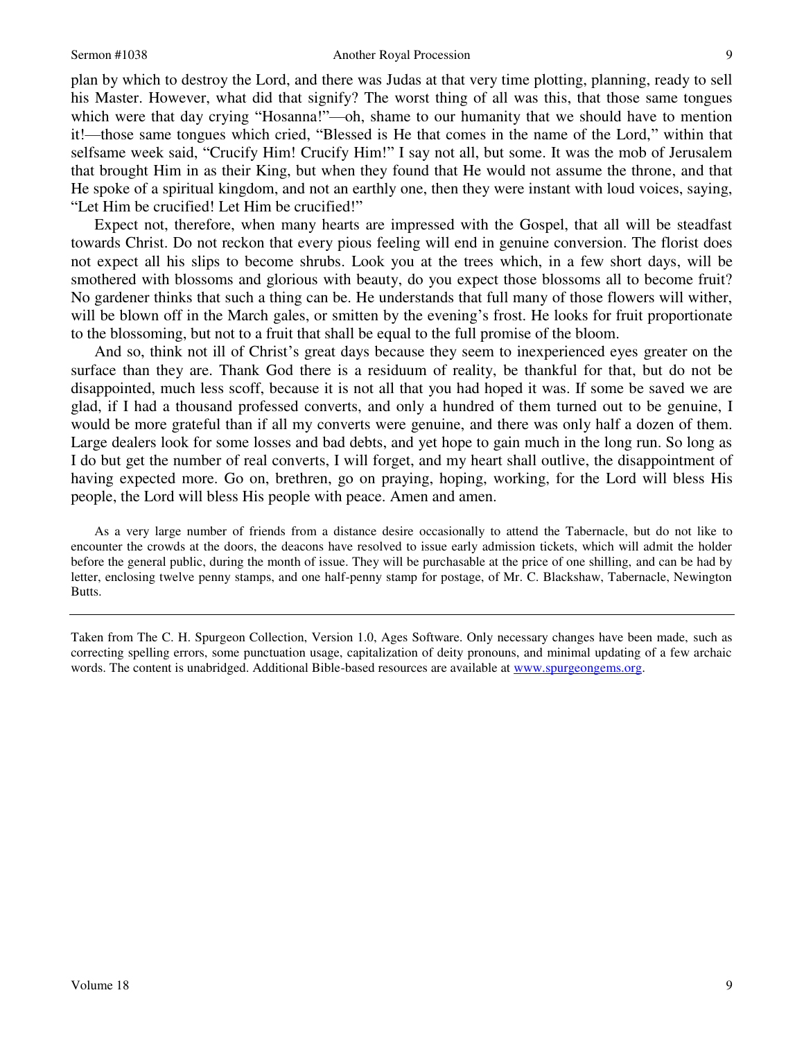plan by which to destroy the Lord, and there was Judas at that very time plotting, planning, ready to sell his Master. However, what did that signify? The worst thing of all was this, that those same tongues which were that day crying "Hosanna!"—oh, shame to our humanity that we should have to mention it!—those same tongues which cried, "Blessed is He that comes in the name of the Lord," within that selfsame week said, "Crucify Him! Crucify Him!" I say not all, but some. It was the mob of Jerusalem that brought Him in as their King, but when they found that He would not assume the throne, and that He spoke of a spiritual kingdom, and not an earthly one, then they were instant with loud voices, saying, "Let Him be crucified! Let Him be crucified!"

Expect not, therefore, when many hearts are impressed with the Gospel, that all will be steadfast towards Christ. Do not reckon that every pious feeling will end in genuine conversion. The florist does not expect all his slips to become shrubs. Look you at the trees which, in a few short days, will be smothered with blossoms and glorious with beauty, do you expect those blossoms all to become fruit? No gardener thinks that such a thing can be. He understands that full many of those flowers will wither, will be blown off in the March gales, or smitten by the evening's frost. He looks for fruit proportionate to the blossoming, but not to a fruit that shall be equal to the full promise of the bloom.

And so, think not ill of Christ's great days because they seem to inexperienced eyes greater on the surface than they are. Thank God there is a residuum of reality, be thankful for that, but do not be disappointed, much less scoff, because it is not all that you had hoped it was. If some be saved we are glad, if I had a thousand professed converts, and only a hundred of them turned out to be genuine, I would be more grateful than if all my converts were genuine, and there was only half a dozen of them. Large dealers look for some losses and bad debts, and yet hope to gain much in the long run. So long as I do but get the number of real converts, I will forget, and my heart shall outlive, the disappointment of having expected more. Go on, brethren, go on praying, hoping, working, for the Lord will bless His people, the Lord will bless His people with peace. Amen and amen.

As a very large number of friends from a distance desire occasionally to attend the Tabernacle, but do not like to encounter the crowds at the doors, the deacons have resolved to issue early admission tickets, which will admit the holder before the general public, during the month of issue. They will be purchasable at the price of one shilling, and can be had by letter, enclosing twelve penny stamps, and one half-penny stamp for postage, of Mr. C. Blackshaw, Tabernacle, Newington Butts.

---

Taken from The C. H. Spurgeon Collection, Version 1.0, Ages Software. Only necessary changes have been made, such as correcting spelling errors, some punctuation usage, capitalization of deity pronouns, and minimal updating of a few archaic words. The content is unabridged. Additional Bible-based resources are available at www.spurgeongems.org.